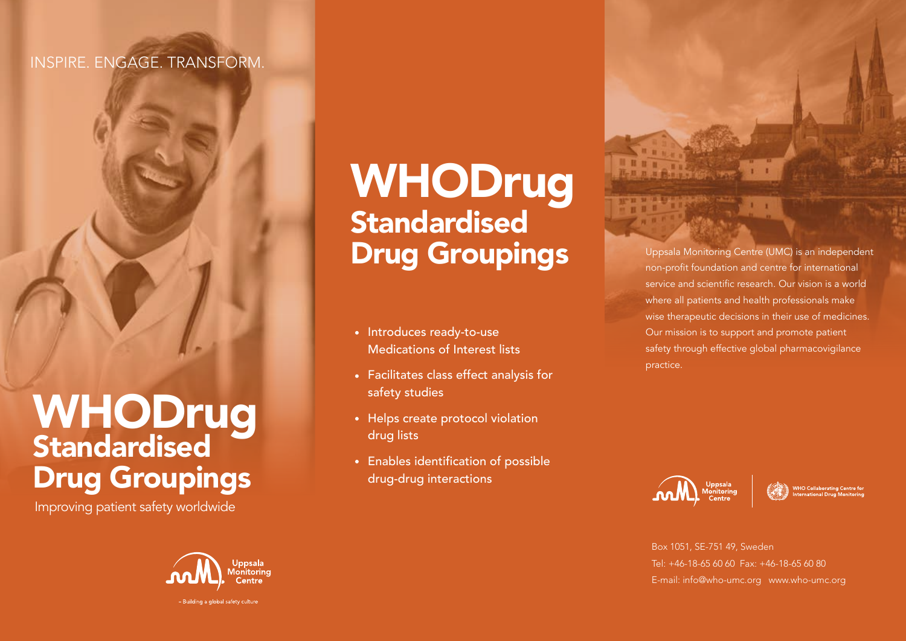INSPIRE. ENGAGE. TRANSFORM.

# WHODrug Standardised Drug Groupings

Improving patient safety worldwide

Uppsala Monitoring Centre

– Building a global safety culture

# WHODrug Standardised Drug Groupings

- Introduces ready-to-use Medications of Interest lists
- Facilitates class effect analysis for safety studies
- Helps create protocol violation drug lists
- Enables identification of possible drug-drug interactions

Uppsala Monitoring Centre (UMC) is an independent non-profit foundation and centre for international service and scientific research. Our vision is a world where all patients and health professionals make wise therapeutic decisions in their use of medicines. Our mission is to support and promote patient safety through effective global pharmacovigilance practice.

Uppsala Monitoring Centre | WHO Collaborating Centre for International Drug Monitoring

Box 1051, SE-751 49, Sweden
Tel: +46-18-65 60 60 Fax: +46-18-65 60 80
E-mail: info@who-umc.org www.who-umc.org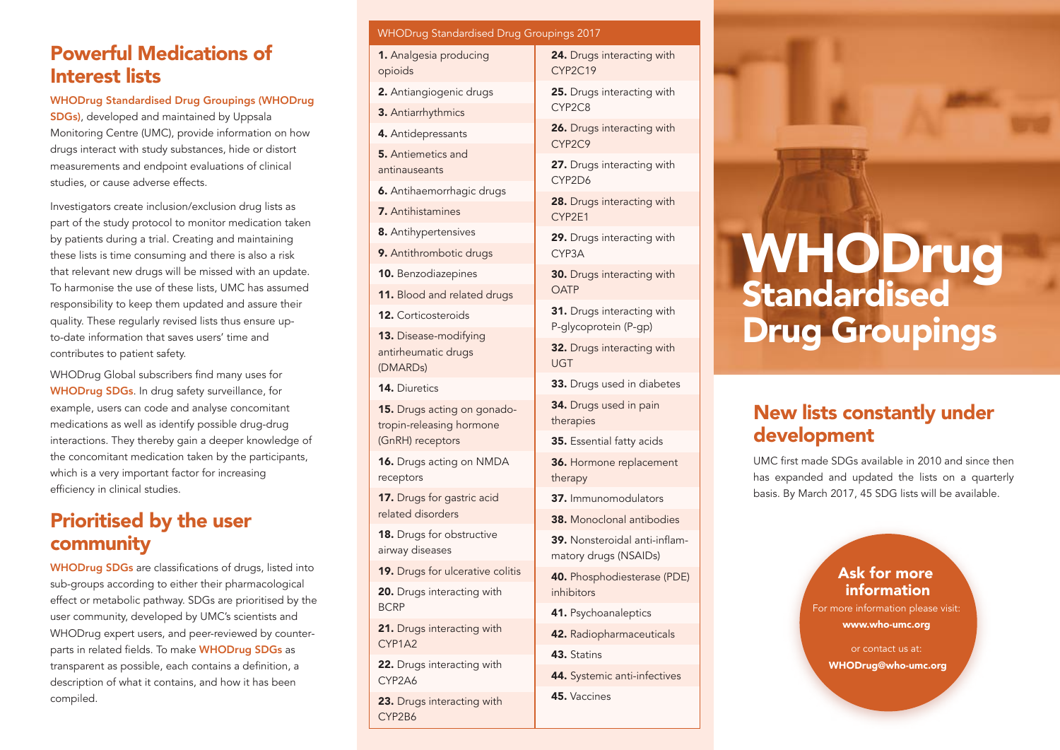## Powerful Medications of Interest lists

**WHODrug Standardised Drug Groupings (WHODrug SDGs)**, developed and maintained by Uppsala Monitoring Centre (UMC), provide information on how drugs interact with study substances, hide or distort measurements and endpoint evaluations of clinical studies, or cause adverse effects.

Investigators create inclusion/exclusion drug lists as part of the study protocol to monitor medication taken by patients during a trial. Creating and maintaining these lists is time consuming and there is also a risk that relevant new drugs will be missed with an update. To harmonise the use of these lists, UMC has assumed responsibility to keep them updated and assure their quality. These regularly revised lists thus ensure up-to-date information that saves users' time and contributes to patient safety.

WHODrug Global subscribers find many uses for **WHODrug SDGs**. In drug safety surveillance, for example, users can code and analyse concomitant medications as well as identify possible drug-drug interactions. They thereby gain a deeper knowledge of the concomitant medication taken by the participants, which is a very important factor for increasing efficiency in clinical studies.

## Prioritised by the user community

**WHODrug SDGs** are classifications of drugs, listed into sub-groups according to either their pharmacological effect or metabolic pathway. SDGs are prioritised by the user community, developed by UMC's scientists and WHODrug expert users, and peer-reviewed by counterparts in related fields. To make **WHODrug SDGs** as transparent as possible, each contains a definition, a description of what it contains, and how it has been compiled.

### WHODrug Standardised Drug Groupings 2017

1. Analgesia producing opioids
2. Antiangiogenic drugs
3. Antiarrhythmics
4. Antidepressants
5. Antiemetics and antinauseants
6. Antihaemorrhagic drugs
7. Antihistamines
8. Antihypertensives
9. Antithrombotic drugs
10. Benzodiazepines
11. Blood and related drugs
12. Corticosteroids
13. Disease-modifying antirheumatic drugs (DMARDs)
14. Diuretics
15. Drugs acting on gonado-tropin-releasing hormone (GnRH) receptors
16. Drugs acting on NMDA receptors
17. Drugs for gastric acid related disorders
18. Drugs for obstructive airway diseases
19. Drugs for ulcerative colitis
20. Drugs interacting with BCRP
21. Drugs interacting with CYP1A2
22. Drugs interacting with CYP2A6
23. Drugs interacting with CYP2B6
24. Drugs interacting with CYP2C19
25. Drugs interacting with CYP2C8
26. Drugs interacting with CYP2C9
27. Drugs interacting with CYP2D6
28. Drugs interacting with CYP2E1
29. Drugs interacting with CYP3A
30. Drugs interacting with OATP
31. Drugs interacting with P-glycoprotein (P-gp)
32. Drugs interacting with UGT
33. Drugs used in diabetes
34. Drugs used in pain therapies
35. Essential fatty acids
36. Hormone replacement therapy
37. Immunomodulators
38. Monoclonal antibodies
39. Nonsteroidal anti-inflammatory drugs (NSAIDs)
40. Phosphodiesterase (PDE) inhibitors
41. Psychoanaleptics
42. Radiopharmaceuticals
43. Statins
44. Systemic anti-infectives
45. Vaccines

# WHODrug Standardised Drug Groupings

## New lists constantly under development

UMC first made SDGs available in 2010 and since then has expanded and updated the lists on a quarterly basis. By March 2017, 45 SDG lists will be available.

### Ask for more information

For more information please visit:
**www.who-umc.org**

or contact us at:
**WHODrug@who-umc.org**